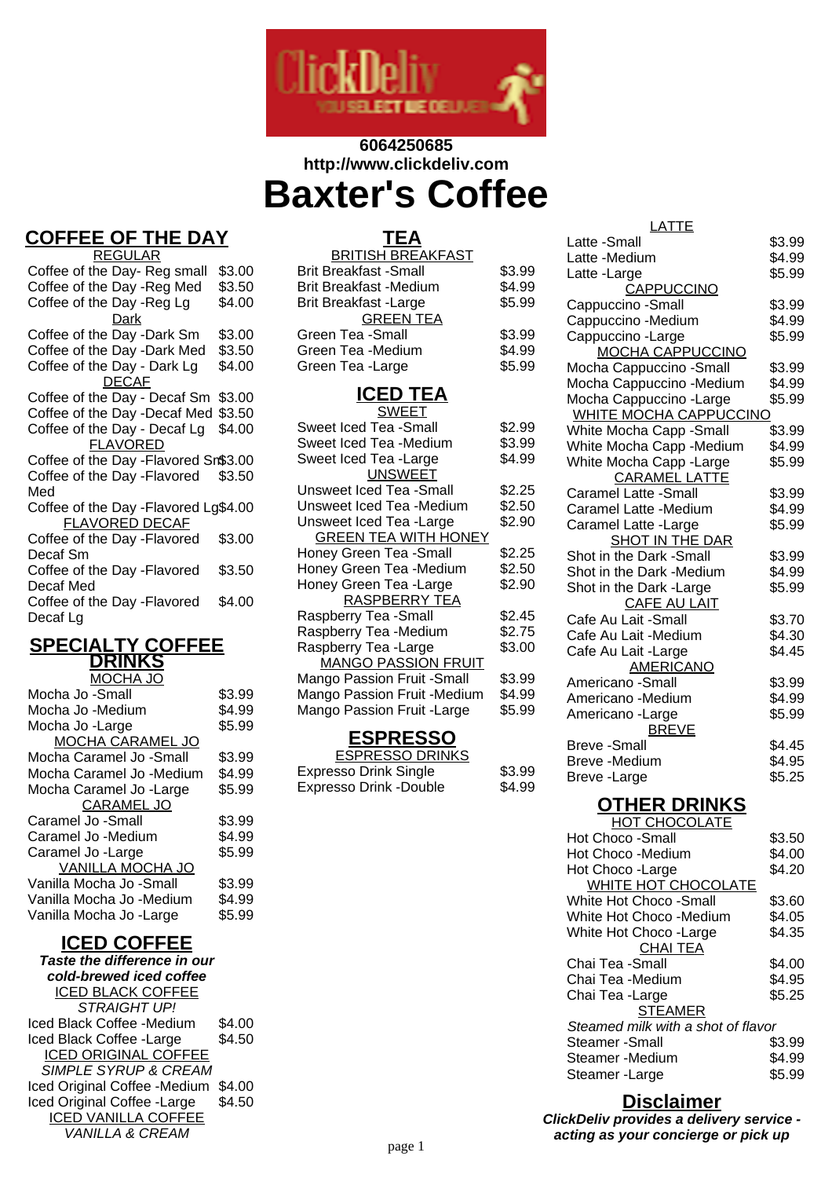6064250685
http://www.clickdeliv.com

# Baxter's Coffee

## COFFEE OF THE DAY

REGULAR

| Item | Price |
|---|---|
| Coffee of the Day- Reg small | $3.00 |
| Coffee of the Day -Reg Med | $3.50 |
| Coffee of the Day -Reg Lg | $4.00 |

Dark

| Item | Price |
|---|---|
| Coffee of the Day -Dark Sm | $3.00 |
| Coffee of the Day -Dark Med | $3.50 |
| Coffee of the Day - Dark Lg | $4.00 |

DECAF

| Item | Price |
|---|---|
| Coffee of the Day - Decaf Sm | $3.00 |
| Coffee of the Day -Decaf Med | $3.50 |
| Coffee of the Day - Decaf Lg | $4.00 |

FLAVORED

| Item | Price |
|---|---|
| Coffee of the Day -Flavored Sm | $3.00 |
| Coffee of the Day -Flavored Med | $3.50 |
| Coffee of the Day -Flavored Lg | $4.00 |

FLAVORED DECAF

| Item | Price |
|---|---|
| Coffee of the Day -Flavored Decaf Sm | $3.00 |
| Coffee of the Day -Flavored Decaf Med | $3.50 |
| Coffee of the Day -Flavored Decaf Lg | $4.00 |

## SPECIALTY COFFEE DRINKS

MOCHA JO

| Item | Price |
|---|---|
| Mocha Jo -Small | $3.99 |
| Mocha Jo -Medium | $4.99 |
| Mocha Jo -Large | $5.99 |

MOCHA CARAMEL JO

| Item | Price |
|---|---|
| Mocha Caramel Jo -Small | $3.99 |
| Mocha Caramel Jo -Medium | $4.99 |
| Mocha Caramel Jo -Large | $5.99 |

CARAMEL JO

| Item | Price |
|---|---|
| Caramel Jo -Small | $3.99 |
| Caramel Jo -Medium | $4.99 |
| Caramel Jo -Large | $5.99 |

VANILLA MOCHA JO

| Item | Price |
|---|---|
| Vanilla Mocha Jo -Small | $3.99 |
| Vanilla Mocha Jo -Medium | $4.99 |
| Vanilla Mocha Jo -Large | $5.99 |

## ICED COFFEE

***Taste the difference in our cold-brewed iced coffee***

ICED BLACK COFFEE

*STRAIGHT UP!*

| Item | Price |
|---|---|
| Iced Black Coffee -Medium | $4.00 |
| Iced Black Coffee -Large | $4.50 |

ICED ORIGINAL COFFEE

*SIMPLE SYRUP & CREAM*

| Item | Price |
|---|---|
| Iced Original Coffee -Medium | $4.00 |
| Iced Original Coffee -Large | $4.50 |

ICED VANILLA COFFEE

*VANILLA & CREAM*

## TEA

BRITISH BREAKFAST

| Item | Price |
|---|---|
| Brit Breakfast -Small | $3.99 |
| Brit Breakfast -Medium | $4.99 |
| Brit Breakfast -Large | $5.99 |

GREEN TEA

| Item | Price |
|---|---|
| Green Tea -Small | $3.99 |
| Green Tea -Medium | $4.99 |
| Green Tea -Large | $5.99 |

## ICED TEA

SWEET

| Item | Price |
|---|---|
| Sweet Iced Tea -Small | $2.99 |
| Sweet Iced Tea -Medium | $3.99 |
| Sweet Iced Tea -Large | $4.99 |

UNSWEET

| Item | Price |
|---|---|
| Unsweet Iced Tea -Small | $2.25 |
| Unsweet Iced Tea -Medium | $2.50 |
| Unsweet Iced Tea -Large | $2.90 |

GREEN TEA WITH HONEY

| Item | Price |
|---|---|
| Honey Green Tea -Small | $2.25 |
| Honey Green Tea -Medium | $2.50 |
| Honey Green Tea -Large | $2.90 |

RASPBERRY TEA

| Item | Price |
|---|---|
| Raspberry Tea -Small | $2.45 |
| Raspberry Tea -Medium | $2.75 |
| Raspberry Tea -Large | $3.00 |

MANGO PASSION FRUIT

| Item | Price |
|---|---|
| Mango Passion Fruit -Small | $3.99 |
| Mango Passion Fruit -Medium | $4.99 |
| Mango Passion Fruit -Large | $5.99 |

## ESPRESSO

ESPRESSO DRINKS

| Item | Price |
|---|---|
| Expresso Drink Single | $3.99 |
| Expresso Drink -Double | $4.99 |

LATTE

| Item | Price |
|---|---|
| Latte -Small | $3.99 |
| Latte -Medium | $4.99 |
| Latte -Large | $5.99 |

CAPPUCCINO

| Item | Price |
|---|---|
| Cappuccino -Small | $3.99 |
| Cappuccino -Medium | $4.99 |
| Cappuccino -Large | $5.99 |

MOCHA CAPPUCCINO

| Item | Price |
|---|---|
| Mocha Cappuccino -Small | $3.99 |
| Mocha Cappuccino -Medium | $4.99 |
| Mocha Cappuccino -Large | $5.99 |

WHITE MOCHA CAPPUCCINO

| Item | Price |
|---|---|
| White Mocha Capp -Small | $3.99 |
| White Mocha Capp -Medium | $4.99 |
| White Mocha Capp -Large | $5.99 |

CARAMEL LATTE

| Item | Price |
|---|---|
| Caramel Latte -Small | $3.99 |
| Caramel Latte -Medium | $4.99 |
| Caramel Latte -Large | $5.99 |

SHOT IN THE DAR

| Item | Price |
|---|---|
| Shot in the Dark -Small | $3.99 |
| Shot in the Dark -Medium | $4.99 |
| Shot in the Dark -Large | $5.99 |

CAFE AU LAIT

| Item | Price |
|---|---|
| Cafe Au Lait -Small | $3.70 |
| Cafe Au Lait -Medium | $4.30 |
| Cafe Au Lait -Large | $4.45 |

AMERICANO

| Item | Price |
|---|---|
| Americano -Small | $3.99 |
| Americano -Medium | $4.99 |
| Americano -Large | $5.99 |

BREVE

| Item | Price |
|---|---|
| Breve -Small | $4.45 |
| Breve -Medium | $4.95 |
| Breve -Large | $5.25 |

## OTHER DRINKS

HOT CHOCOLATE

| Item | Price |
|---|---|
| Hot Choco -Small | $3.50 |
| Hot Choco -Medium | $4.00 |
| Hot Choco -Large | $4.20 |

WHITE HOT CHOCOLATE

| Item | Price |
|---|---|
| White Hot Choco -Small | $3.60 |
| White Hot Choco -Medium | $4.05 |
| White Hot Choco -Large | $4.35 |

CHAI TEA

| Item | Price |
|---|---|
| Chai Tea -Small | $4.00 |
| Chai Tea -Medium | $4.95 |
| Chai Tea -Large | $5.25 |

STEAMER

*Steamed milk with a shot of flavor*

| Item | Price |
|---|---|
| Steamer -Small | $3.99 |
| Steamer -Medium | $4.99 |
| Steamer -Large | $5.99 |

## Disclaimer

***ClickDeliv provides a delivery service - acting as your concierge or pick up***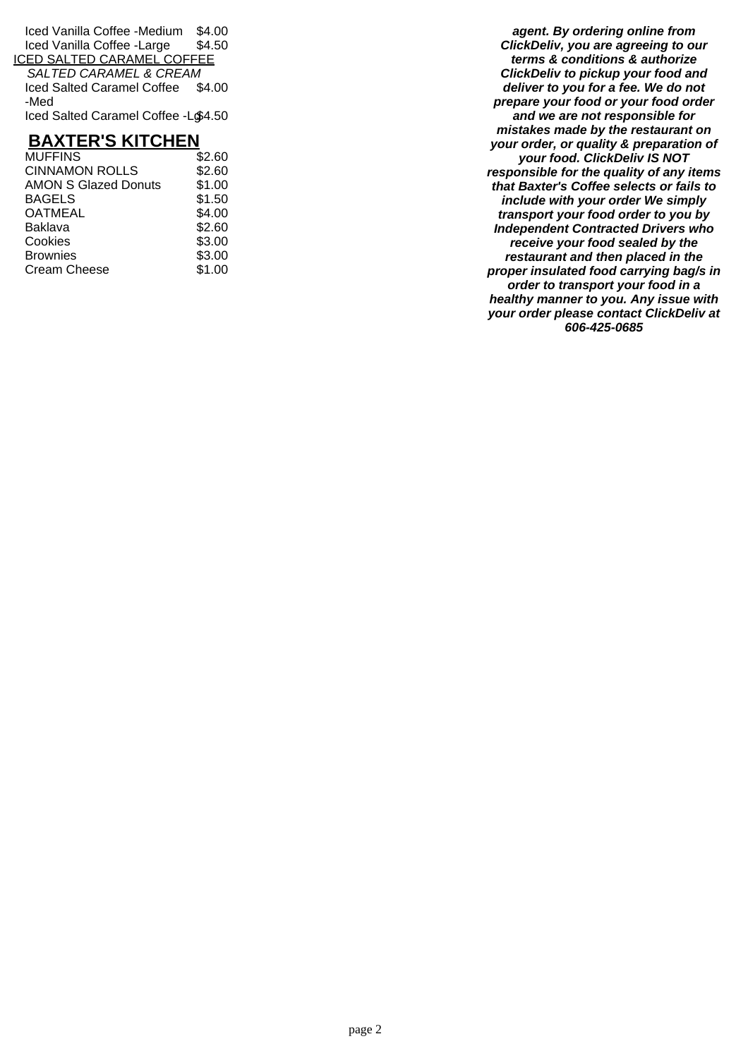| | |
|---|---|
| Iced Vanilla Coffee -Medium | $4.00 |
| Iced Vanilla Coffee -Large | $4.50 |

ICED SALTED CARAMEL COFFEE

*SALTED CARAMEL & CREAM*

| | |
|---|---|
| Iced Salted Caramel Coffee -Med | $4.00 |
| Iced Salted Caramel Coffee -Lg | $4.50 |

## BAXTER'S KITCHEN

| | |
|---|---|
| MUFFINS | $2.60 |
| CINNAMON ROLLS | $2.60 |
| AMON S Glazed Donuts | $1.00 |
| BAGELS | $1.50 |
| OATMEAL | $4.00 |
| Baklava | $2.60 |
| Cookies | $3.00 |
| Brownies | $3.00 |
| Cream Cheese | $1.00 |

***agent. By ordering online from ClickDeliv, you are agreeing to our terms & conditions & authorize ClickDeliv to pickup your food and deliver to you for a fee. We do not prepare your food or your food order and we are not responsible for mistakes made by the restaurant on your order, or quality & preparation of your food. ClickDeliv IS NOT responsible for the quality of any items that Baxter's Coffee selects or fails to include with your order We simply transport your food order to you by Independent Contracted Drivers who receive your food sealed by the restaurant and then placed in the proper insulated food carrying bag/s in order to transport your food in a healthy manner to you. Any issue with your order please contact ClickDeliv at 606-425-0685***